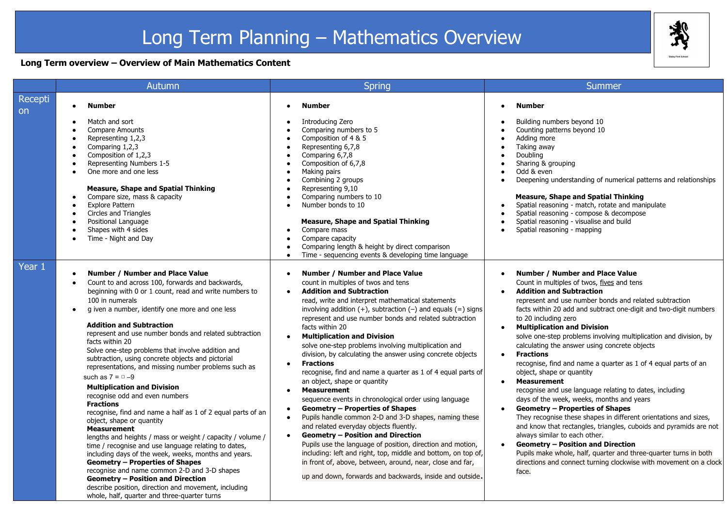# Long Term Planning – Mathematics Overview

**Long Term overview – Overview of Main Mathematics Content**

| | Autumn | Spring | Summer |
|---|---|---|---|
| Reception | • **Number**<br>• Match and sort<br>• Compare Amounts<br>• Representing 1,2,3<br>• Comparing 1,2,3<br>• Composition of 1,2,3<br>• Representing Numbers 1-5<br>• One more and one less<br><br>**Measure, Shape and Spatial Thinking**<br>• Compare size, mass & capacity<br>• Explore Pattern<br>• Circles and Triangles<br>• Positional Language<br>• Shapes with 4 sides<br>• Time - Night and Day | • **Number**<br>• Introducing Zero<br>• Comparing numbers to 5<br>• Composition of 4 & 5<br>• Representing 6,7,8<br>• Comparing 6,7,8<br>• Composition of 6,7,8<br>• Making pairs<br>• Combining 2 groups<br>• Representing 9,10<br>• Comparing numbers to 10<br>• Number bonds to 10<br><br>**Measure, Shape and Spatial Thinking**<br>• Compare mass<br>• Compare capacity<br>• Comparing length & height by direct comparison<br>• Time - sequencing events & developing time language | • **Number**<br>• Building numbers beyond 10<br>• Counting patterns beyond 10<br>• Adding more<br>• Taking away<br>• Doubling<br>• Sharing & grouping<br>• Odd & even<br>• Deepening understanding of numerical patterns and relationships<br><br>**Measure, Shape and Spatial Thinking**<br>• Spatial reasoning - match, rotate and manipulate<br>• Spatial reasoning - compose & decompose<br>• Spatial reasoning - visualise and build<br>• Spatial reasoning - mapping |
| Year 1 | • **Number / Number and Place Value**<br>• Count to and across 100, forwards and backwards, beginning with 0 or 1 count, read and write numbers to 100 in numerals<br>• g iven a number, identify one more and one less<br><br>**Addition and Subtraction**<br>represent and use number bonds and related subtraction facts within 20<br>Solve one-step problems that involve addition and subtraction, using concrete objects and pictorial representations, and missing number problems such as<br>such as 7 = ▢ –9<br>**Multiplication and Division**<br>recognise odd and even numbers<br>**Fractions**<br>recognise, find and name a half as 1 of 2 equal parts of an object, shape or quantity<br>**Measurement**<br>lengths and heights / mass or weight / capacity / volume / time / recognise and use language relating to dates, including days of the week, weeks, months and years.<br>**Geometry – Properties of Shapes**<br>recognise and name common 2-D and 3-D shapes<br>**Geometry – Position and Direction**<br>describe position, direction and movement, including whole, half, quarter and three-quarter turns | • **Number / Number and Place Value**<br>count in multiples of twos and tens<br>• **Addition and Subtraction**<br>read, write and interpret mathematical statements involving addition (+), subtraction (–) and equals (=) signs represent and use number bonds and related subtraction facts within 20<br>• **Multiplication and Division**<br>solve one-step problems involving multiplication and division, by calculating the answer using concrete objects<br>• **Fractions**<br>recognise, find and name a quarter as 1 of 4 equal parts of an object, shape or quantity<br>• **Measurement**<br>sequence events in chronological order using language<br>• **Geometry – Properties of Shapes**<br>• Pupils handle common 2-D and 3-D shapes, naming these and related everyday objects fluently.<br>• **Geometry – Position and Direction**<br>Pupils use the language of position, direction and motion, including: left and right, top, middle and bottom, on top of, in front of, above, between, around, near, close and far,<br>up and down, forwards and backwards, inside and outside. | • **Number / Number and Place Value**<br>Count in multiples of twos, fives and tens<br>• **Addition and Subtraction**<br>represent and use number bonds and related subtraction facts within 20 add and subtract one-digit and two-digit numbers to 20 including zero<br>• **Multiplication and Division**<br>solve one-step problems involving multiplication and division, by calculating the answer using concrete objects<br>• **Fractions**<br>recognise, find and name a quarter as 1 of 4 equal parts of an object, shape or quantity<br>• **Measurement**<br>recognise and use language relating to dates, including days of the week, weeks, months and years<br>• **Geometry – Properties of Shapes**<br>They recognise these shapes in different orientations and sizes, and know that rectangles, triangles, cuboids and pyramids are not always similar to each other.<br>• **Geometry – Position and Direction**<br>Pupils make whole, half, quarter and three-quarter turns in both directions and connect turning clockwise with movement on a clock face. |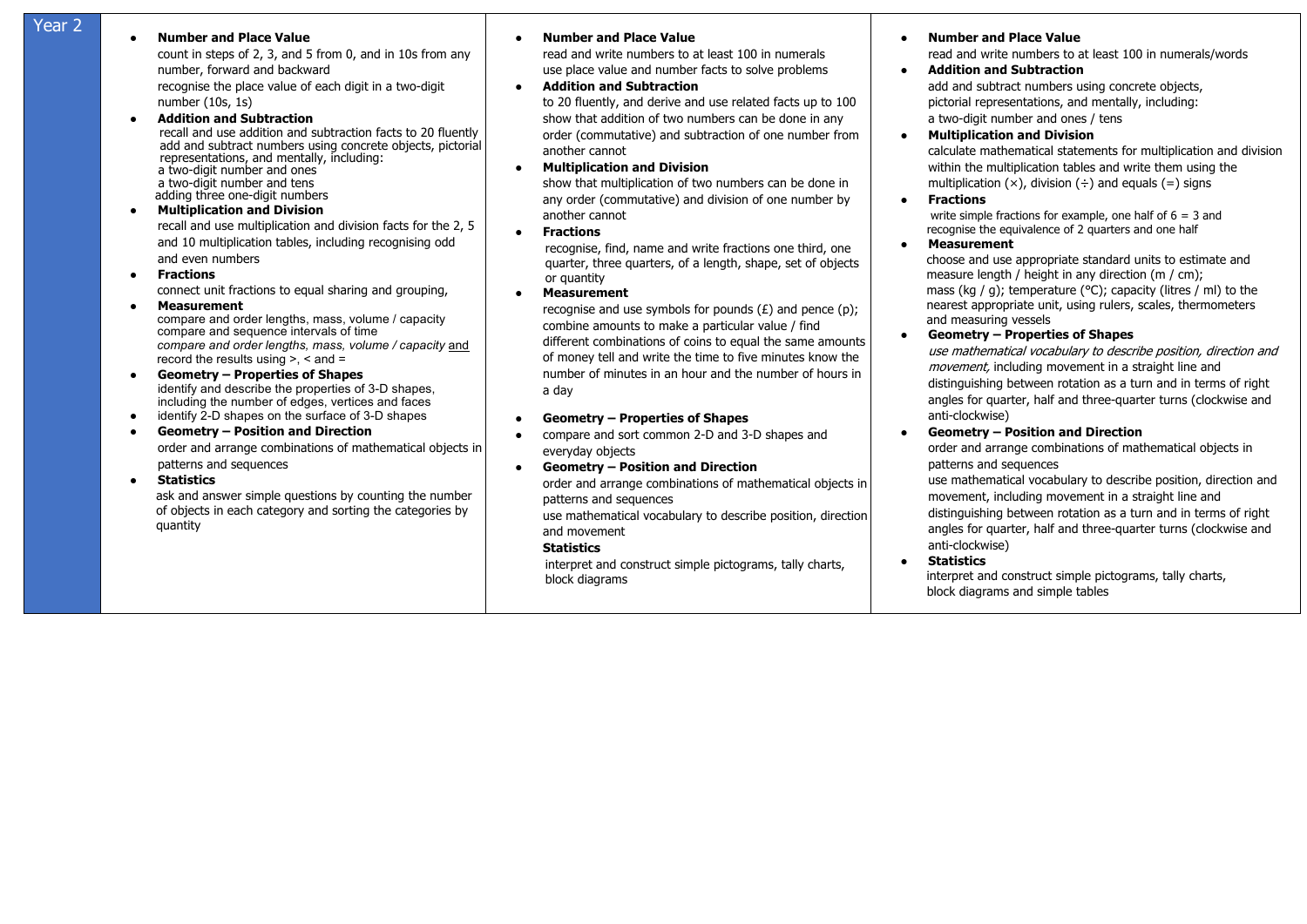| Year 2 | | | |
|---|---|---|---|
| | • **Number and Place Value**<br>count in steps of 2, 3, and 5 from 0, and in 10s from any number, forward and backward<br>recognise the place value of each digit in a two-digit number (10s, 1s)<br>• **Addition and Subtraction**<br>recall and use addition and subtraction facts to 20 fluently<br>add and subtract numbers using concrete objects, pictorial representations, and mentally, including:<br>a two-digit number and ones<br>a two-digit number and tens<br>adding three one-digit numbers<br>• **Multiplication and Division**<br>recall and use multiplication and division facts for the 2, 5 and 10 multiplication tables, including recognising odd and even numbers<br>• **Fractions**<br>connect unit fractions to equal sharing and grouping,<br>• **Measurement**<br>compare and order lengths, mass, volume / capacity<br>compare and sequence intervals of time<br>*compare and order lengths, mass, volume / capacity* and record the results using >, < and =<br>• **Geometry – Properties of Shapes**<br>identify and describe the properties of 3-D shapes, including the number of edges, vertices and faces<br>• identify 2-D shapes on the surface of 3-D shapes<br>• **Geometry – Position and Direction**<br>order and arrange combinations of mathematical objects in patterns and sequences<br>• **Statistics**<br>ask and answer simple questions by counting the number of objects in each category and sorting the categories by quantity | • **Number and Place Value**<br>read and write numbers to at least 100 in numerals<br>use place value and number facts to solve problems<br>• **Addition and Subtraction**<br>to 20 fluently, and derive and use related facts up to 100<br>show that addition of two numbers can be done in any order (commutative) and subtraction of one number from another cannot<br>• **Multiplication and Division**<br>show that multiplication of two numbers can be done in any order (commutative) and division of one number by another cannot<br>• **Fractions**<br>recognise, find, name and write fractions one third, one quarter, three quarters, of a length, shape, set of objects or quantity<br>• **Measurement**<br>recognise and use symbols for pounds (£) and pence (p); combine amounts to make a particular value / find different combinations of coins to equal the same amounts of money tell and write the time to five minutes know the number of minutes in an hour and the number of hours in a day<br>• **Geometry – Properties of Shapes**<br>• compare and sort common 2-D and 3-D shapes and everyday objects<br>• **Geometry – Position and Direction**<br>order and arrange combinations of mathematical objects in patterns and sequences<br>use mathematical vocabulary to describe position, direction and movement<br>**Statistics**<br>interpret and construct simple pictograms, tally charts, block diagrams | • **Number and Place Value**<br>read and write numbers to at least 100 in numerals/words<br>• **Addition and Subtraction**<br>add and subtract numbers using concrete objects, pictorial representations, and mentally, including:<br>a two-digit number and ones / tens<br>• **Multiplication and Division**<br>calculate mathematical statements for multiplication and division within the multiplication tables and write them using the multiplication (×), division (÷) and equals (=) signs<br>• **Fractions**<br>write simple fractions for example, one half of 6 = 3 and recognise the equivalence of 2 quarters and one half<br>• **Measurement**<br>choose and use appropriate standard units to estimate and measure length / height in any direction (m / cm); mass (kg / g); temperature (°C); capacity (litres / ml) to the nearest appropriate unit, using rulers, scales, thermometers and measuring vessels<br>• **Geometry – Properties of Shapes**<br>*use mathematical vocabulary to describe position, direction and movement,* including movement in a straight line and distinguishing between rotation as a turn and in terms of right angles for quarter, half and three-quarter turns (clockwise and anti-clockwise)<br>• **Geometry – Position and Direction**<br>order and arrange combinations of mathematical objects in patterns and sequences<br>use mathematical vocabulary to describe position, direction and movement, including movement in a straight line and distinguishing between rotation as a turn and in terms of right angles for quarter, half and three-quarter turns (clockwise and anti-clockwise)<br>• **Statistics**<br>interpret and construct simple pictograms, tally charts, block diagrams and simple tables |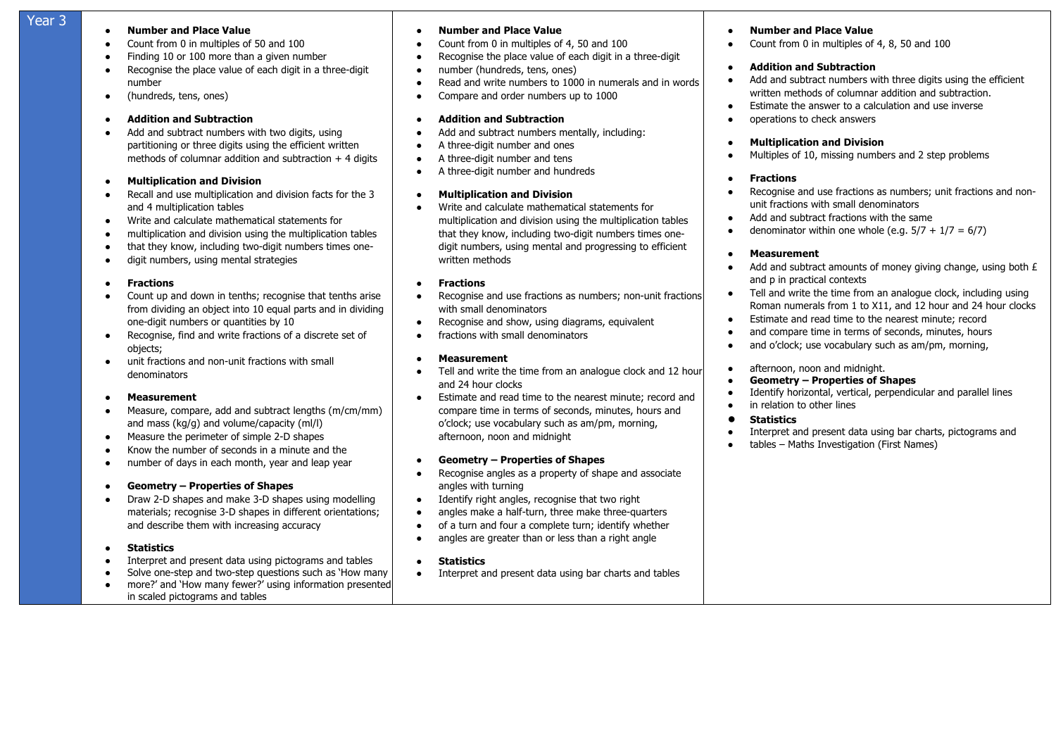| Year 3 | | | |
|---|---|---|---|
| | **Number and Place Value**<br>• Count from 0 in multiples of 50 and 100<br>• Finding 10 or 100 more than a given number<br>• Recognise the place value of each digit in a three-digit number<br>• (hundreds, tens, ones)<br><br>**Addition and Subtraction**<br>• Add and subtract numbers with two digits, using partitioning or three digits using the efficient written methods of columnar addition and subtraction + 4 digits<br><br>**Multiplication and Division**<br>• Recall and use multiplication and division facts for the 3 and 4 multiplication tables<br>• Write and calculate mathematical statements for<br>• multiplication and division using the multiplication tables<br>• that they know, including two-digit numbers times one-<br>• digit numbers, using mental strategies<br><br>**Fractions**<br>• Count up and down in tenths; recognise that tenths arise from dividing an object into 10 equal parts and in dividing one-digit numbers or quantities by 10<br>• Recognise, find and write fractions of a discrete set of objects;<br>• unit fractions and non-unit fractions with small denominators<br><br>**Measurement**<br>• Measure, compare, add and subtract lengths (m/cm/mm) and mass (kg/g) and volume/capacity (ml/l)<br>• Measure the perimeter of simple 2-D shapes<br>• Know the number of seconds in a minute and the<br>• number of days in each month, year and leap year<br><br>**Geometry – Properties of Shapes**<br>• Draw 2-D shapes and make 3-D shapes using modelling materials; recognise 3-D shapes in different orientations; and describe them with increasing accuracy<br><br>**Statistics**<br>• Interpret and present data using pictograms and tables<br>• Solve one-step and two-step questions such as 'How many<br>• more?' and 'How many fewer?' using information presented in scaled pictograms and tables | **Number and Place Value**<br>• Count from 0 in multiples of 4, 50 and 100<br>• Recognise the place value of each digit in a three-digit<br>• number (hundreds, tens, ones)<br>• Read and write numbers to 1000 in numerals and in words<br>• Compare and order numbers up to 1000<br><br>**Addition and Subtraction**<br>• Add and subtract numbers mentally, including:<br>• A three-digit number and ones<br>• A three-digit number and tens<br>• A three-digit number and hundreds<br><br>**Multiplication and Division**<br>• Write and calculate mathematical statements for multiplication and division using the multiplication tables that they know, including two-digit numbers times one-digit numbers, using mental and progressing to efficient written methods<br><br>**Fractions**<br>• Recognise and use fractions as numbers; non-unit fractions with small denominators<br>• Recognise and show, using diagrams, equivalent<br>• fractions with small denominators<br><br>**Measurement**<br>• Tell and write the time from an analogue clock and 12 hour and 24 hour clocks<br>• Estimate and read time to the nearest minute; record and compare time in terms of seconds, minutes, hours and o'clock; use vocabulary such as am/pm, morning, afternoon, noon and midnight<br><br>**Geometry – Properties of Shapes**<br>• Recognise angles as a property of shape and associate angles with turning<br>• Identify right angles, recognise that two right<br>• angles make a half-turn, three make three-quarters<br>• of a turn and four a complete turn; identify whether<br>• angles are greater than or less than a right angle<br><br>**Statistics**<br>• Interpret and present data using bar charts and tables | **Number and Place Value**<br>• Count from 0 in multiples of 4, 8, 50 and 100<br><br>**Addition and Subtraction**<br>• Add and subtract numbers with three digits using the efficient written methods of columnar addition and subtraction.<br>• Estimate the answer to a calculation and use inverse<br>• operations to check answers<br><br>**Multiplication and Division**<br>• Multiples of 10, missing numbers and 2 step problems<br><br>**Fractions**<br>• Recognise and use fractions as numbers; unit fractions and non-unit fractions with small denominators<br>• Add and subtract fractions with the same<br>• denominator within one whole (e.g. 5/7 + 1/7 = 6/7)<br><br>**Measurement**<br>• Add and subtract amounts of money giving change, using both £ and p in practical contexts<br>• Tell and write the time from an analogue clock, including using Roman numerals from 1 to X11, and 12 hour and 24 hour clocks<br>• Estimate and read time to the nearest minute; record<br>• and compare time in terms of seconds, minutes, hours<br>• and o'clock; use vocabulary such as am/pm, morning,<br>• afternoon, noon and midnight.<br><br>**Geometry – Properties of Shapes**<br>• Identify horizontal, vertical, perpendicular and parallel lines<br>• in relation to other lines<br><br>**Statistics**<br>• Interpret and present data using bar charts, pictograms and<br>• tables – Maths Investigation (First Names) |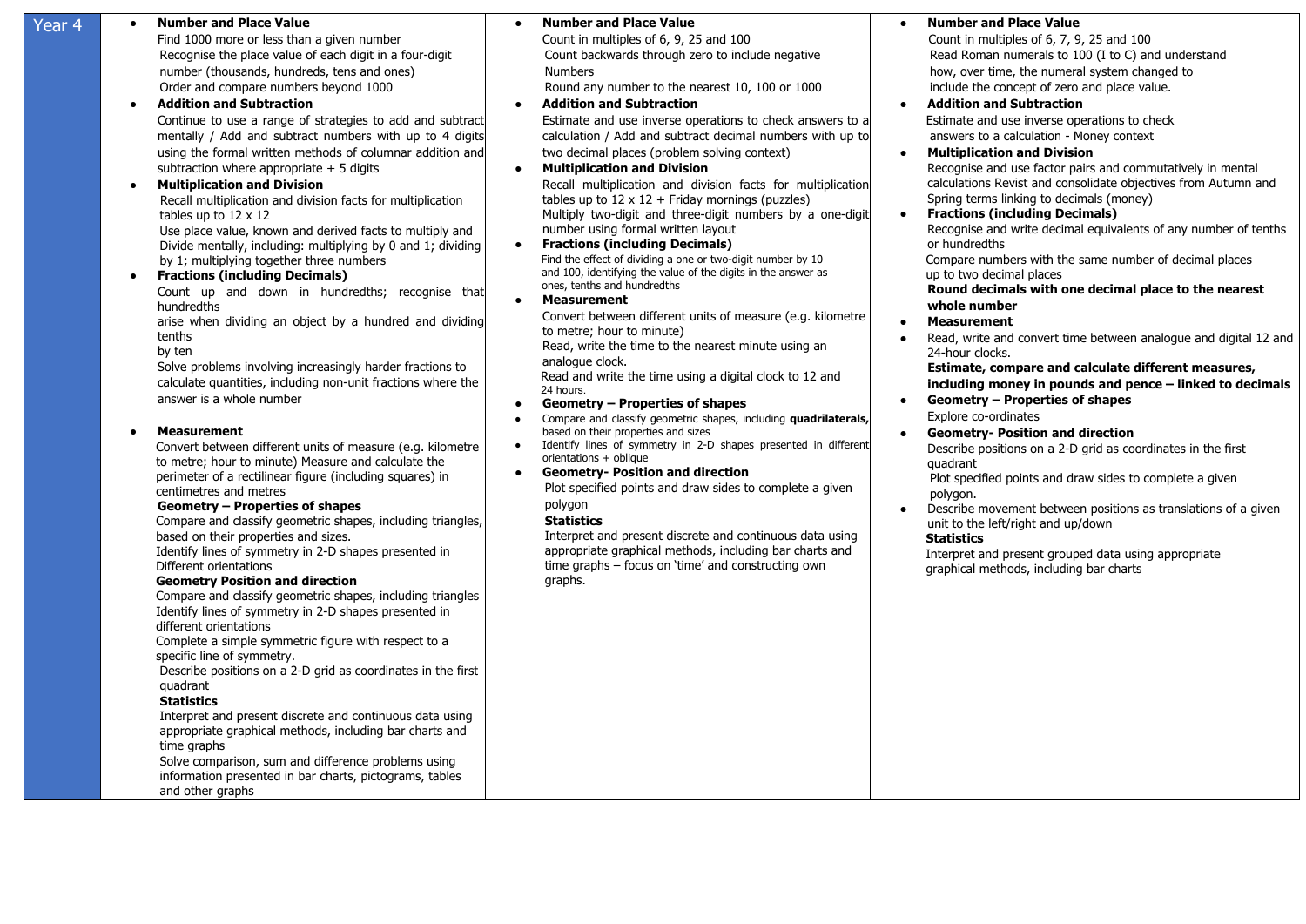| Year 4 | | | |
|---|---|---|---|
| | • **Number and Place Value**<br>Find 1000 more or less than a given number<br>Recognise the place value of each digit in a four-digit number (thousands, hundreds, tens and ones)<br>Order and compare numbers beyond 1000<br>• **Addition and Subtraction**<br>Continue to use a range of strategies to add and subtract mentally / Add and subtract numbers with up to 4 digits using the formal written methods of columnar addition and subtraction where appropriate + 5 digits<br>• **Multiplication and Division**<br>Recall multiplication and division facts for multiplication tables up to 12 x 12<br>Use place value, known and derived facts to multiply and Divide mentally, including: multiplying by 0 and 1; dividing by 1; multiplying together three numbers<br>• **Fractions (including Decimals)**<br>Count up and down in hundredths; recognise that hundredths arise when dividing an object by a hundred and dividing tenths by ten<br>Solve problems involving increasingly harder fractions to calculate quantities, including non-unit fractions where the answer is a whole number<br><br>• **Measurement**<br>Convert between different units of measure (e.g. kilometre to metre; hour to minute) Measure and calculate the perimeter of a rectilinear figure (including squares) in centimetres and metres<br>**Geometry – Properties of shapes**<br>Compare and classify geometric shapes, including triangles, based on their properties and sizes.<br>Identify lines of symmetry in 2-D shapes presented in Different orientations<br>**Geometry Position and direction**<br>Compare and classify geometric shapes, including triangles<br>Identify lines of symmetry in 2-D shapes presented in different orientations<br>Complete a simple symmetric figure with respect to a specific line of symmetry.<br>Describe positions on a 2-D grid as coordinates in the first quadrant<br>**Statistics**<br>Interpret and present discrete and continuous data using appropriate graphical methods, including bar charts and time graphs<br>Solve comparison, sum and difference problems using information presented in bar charts, pictograms, tables and other graphs | • **Number and Place Value**<br>Count in multiples of 6, 9, 25 and 100<br>Count backwards through zero to include negative Numbers<br>Round any number to the nearest 10, 100 or 1000<br>• **Addition and Subtraction**<br>Estimate and use inverse operations to check answers to a calculation / Add and subtract decimal numbers with up to two decimal places (problem solving context)<br>• **Multiplication and Division**<br>Recall multiplication and division facts for multiplication tables up to 12 x 12 + Friday mornings (puzzles)<br>Multiply two-digit and three-digit numbers by a one-digit number using formal written layout<br>• **Fractions (including Decimals)**<br>Find the effect of dividing a one or two-digit number by 10 and 100, identifying the value of the digits in the answer as ones, tenths and hundredths<br>• **Measurement**<br>Convert between different units of measure (e.g. kilometre to metre; hour to minute)<br>Read, write the time to the nearest minute using an analogue clock.<br>Read and write the time using a digital clock to 12 and 24 hours.<br>• **Geometry – Properties of shapes**<br>• Compare and classify geometric shapes, including **quadrilaterals,** based on their properties and sizes<br>• Identify lines of symmetry in 2-D shapes presented in different orientations + oblique<br>• **Geometry- Position and direction**<br>Plot specified points and draw sides to complete a given polygon<br>**Statistics**<br>Interpret and present discrete and continuous data using appropriate graphical methods, including bar charts and time graphs – focus on 'time' and constructing own graphs. | • **Number and Place Value**<br>Count in multiples of 6, 7, 9, 25 and 100<br>Read Roman numerals to 100 (I to C) and understand how, over time, the numeral system changed to include the concept of zero and place value.<br>• **Addition and Subtraction**<br>Estimate and use inverse operations to check answers to a calculation - Money context<br>• **Multiplication and Division**<br>Recognise and use factor pairs and commutatively in mental calculations Revist and consolidate objectives from Autumn and Spring terms linking to decimals (money)<br>• **Fractions (including Decimals)**<br>Recognise and write decimal equivalents of any number of tenths or hundredths<br>Compare numbers with the same number of decimal places up to two decimal places<br>**Round decimals with one decimal place to the nearest whole number**<br>• **Measurement**<br>• Read, write and convert time between analogue and digital 12 and 24-hour clocks.<br>**Estimate, compare and calculate different measures, including money in pounds and pence – linked to decimals**<br>• **Geometry – Properties of shapes**<br>Explore co-ordinates<br>• **Geometry- Position and direction**<br>Describe positions on a 2-D grid as coordinates in the first quadrant<br>Plot specified points and draw sides to complete a given polygon.<br>• Describe movement between positions as translations of a given unit to the left/right and up/down<br>**Statistics**<br>Interpret and present grouped data using appropriate graphical methods, including bar charts |